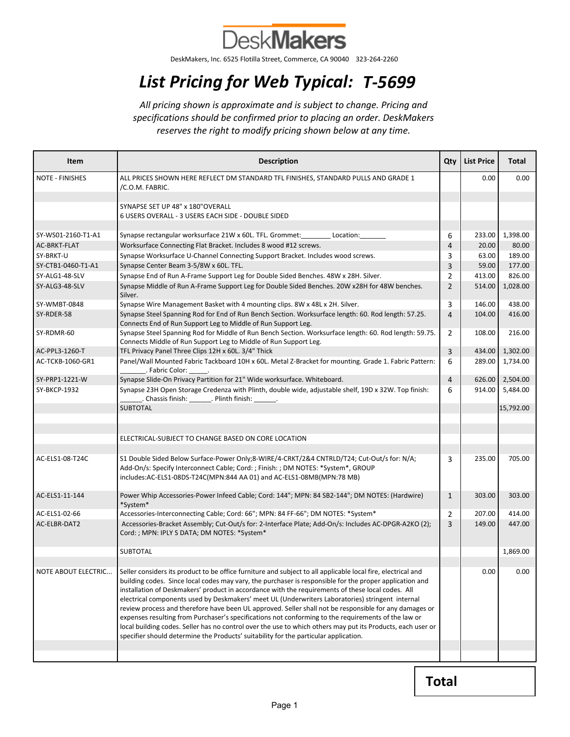# DeskMakers

DeskMakers, Inc. 6525 Flotilla Street, Commerce, CA 90040 323-264-2260

## *List Pricing for Web Typical: T-5699*

*All pricing shown is approximate and is subject to change. Pricing and specifications should be confirmed prior to placing an order. DeskMakers reserves the right to modify pricing shown below at any time.*

| Item | Description | Qty | List Price | Total |
|---|---|---|---|---|
| NOTE - FINISHES | ALL PRICES SHOWN HERE REFLECT DM STANDARD TFL FINISHES, STANDARD PULLS AND GRADE 1 /C.O.M. FABRIC. | | 0.00 | 0.00 |
| | | | | |
| | SYNAPSE SET UP 48" x 180"OVERALL<br>6 USERS OVERALL - 3 USERS EACH SIDE - DOUBLE SIDED | | | |
| | | | | |
| SY-WS01-2160-T1-A1 | Synapse rectangular worksurface 21W x 60L. TFL. Grommet:________ Location:_______ | 6 | 233.00 | 1,398.00 |
| AC-BRKT-FLAT | Worksurface Connecting Flat Bracket. Includes 8 wood #12 screws. | 4 | 20.00 | 80.00 |
| SY-BRKT-U | Synapse Worksurface U-Channel Connecting Support Bracket. Includes wood screws. | 3 | 63.00 | 189.00 |
| SY-CTB1-0460-T1-A1 | Synapse Center Beam 3-5/8W x 60L. TFL. | 3 | 59.00 | 177.00 |
| SY-ALG1-48-SLV | Synapse End of Run A-Frame Support Leg for Double Sided Benches. 48W x 28H. Silver. | 2 | 413.00 | 826.00 |
| SY-ALG3-48-SLV | Synapse Middle of Run A-Frame Support Leg for Double Sided Benches. 20W x28H for 48W benches. Silver. | 2 | 514.00 | 1,028.00 |
| SY-WMBT-0848 | Synapse Wire Management Basket with 4 mounting clips. 8W x 48L x 2H. Silver. | 3 | 146.00 | 438.00 |
| SY-RDER-58 | Synapse Steel Spanning Rod for End of Run Bench Section. Worksurface length: 60. Rod length: 57.25. Connects End of Run Support Leg to Middle of Run Support Leg. | 4 | 104.00 | 416.00 |
| SY-RDMR-60 | Synapse Steel Spanning Rod for Middle of Run Bench Section. Worksurface length: 60. Rod length: 59.75. Connects Middle of Run Support Leg to Middle of Run Support Leg. | 2 | 108.00 | 216.00 |
| AC-PPL3-1260-T | TFL Privacy Panel Three Clips 12H x 60L. 3/4" Thick | 3 | 434.00 | 1,302.00 |
| AC-TCKB-1060-GR1 | Panel/Wall Mounted Fabric Tackboard 10H x 60L. Metal Z-Bracket for mounting. Grade 1. Fabric Pattern: _______. Fabric Color: _____. | 6 | 289.00 | 1,734.00 |
| SY-PRP1-1221-W | Synapse Slide-On Privacy Partition for 21" Wide worksurface. Whiteboard. | 4 | 626.00 | 2,504.00 |
| SY-BKCP-1932 | Synapse 23H Open Storage Credenza with Plinth, double wide, adjustable shelf, 19D x 32W. Top finish: ______. Chassis finish: ______. Plinth finish: ______. | 6 | 914.00 | 5,484.00 |
| | SUBTOTAL | | | 15,792.00 |
| | | | | |
| | | | | |
| | ELECTRICAL-SUBJECT TO CHANGE BASED ON CORE LOCATION | | | |
| | | | | |
| AC-ELS1-08-T24C | S1 Double Sided Below Surface-Power Only;8-WIRE/4-CRKT/2&4 CNTRLD/T24; Cut-Out/s for: N/A; Add-On/s: Specify Interconnect Cable; Cord: ; Finish: ; DM NOTES: *System*, GROUP includes:AC-ELS1-08DS-T24C(MPN:844 AA 01) and AC-ELS1-08MB(MPN:78 MB) | 3 | 235.00 | 705.00 |
| AC-ELS1-11-144 | Power Whip Accessories-Power Infeed Cable; Cord: 144"; MPN: 84 SB2-144"; DM NOTES: (Hardwire) *System* | 1 | 303.00 | 303.00 |
| AC-ELS1-02-66 | Accessories-Interconnecting Cable; Cord: 66"; MPN: 84 FF-66"; DM NOTES: *System* | 2 | 207.00 | 414.00 |
| AC-ELBR-DAT2 | Accessories-Bracket Assembly; Cut-Out/s for: 2-Interface Plate; Add-On/s: Includes AC-DPGR-A2KO (2); Cord: ; MPN: IPLY S DATA; DM NOTES: *System* | 3 | 149.00 | 447.00 |
| | SUBTOTAL | | | 1,869.00 |
| | | | | |
| NOTE ABOUT ELECTRIC... | Seller considers its product to be office furniture and subject to all applicable local fire, electrical and building codes. Since local codes may vary, the purchaser is responsible for the proper application and installation of Deskmakers' product in accordance with the requirements of these local codes. All electrical components used by Deskmakers' meet UL (Underwriters Laboratories) stringent internal review process and therefore have been UL approved. Seller shall not be responsible for any damages or expenses resulting from Purchaser's specifications not conforming to the requirements of the law or local building codes. Seller has no control over the use to which others may put its Products, each user or specifier should determine the Products' suitability for the particular application. | | 0.00 | 0.00 |
| | | | | |
| | | | | |

**Total**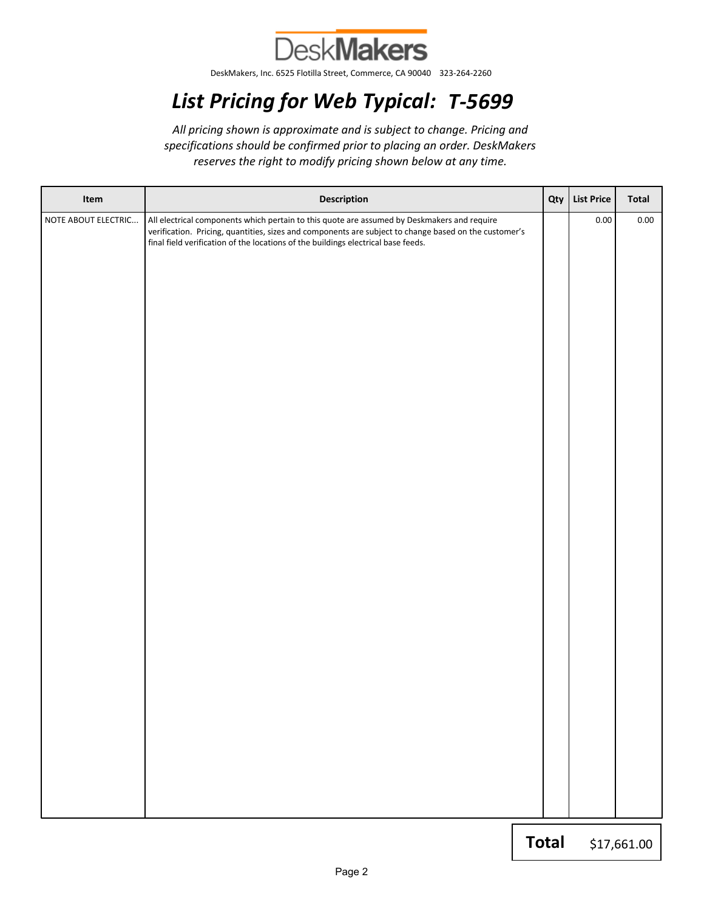DeskMakers

DeskMakers, Inc. 6525 Flotilla Street, Commerce, CA 90040 323-264-2260

# *List Pricing for Web Typical: T-5699*

*All pricing shown is approximate and is subject to change. Pricing and specifications should be confirmed prior to placing an order. DeskMakers reserves the right to modify pricing shown below at any time.*

| Item | Description | Qty | List Price | Total |
|---|---|---|---|---|
| NOTE ABOUT ELECTRIC... | All electrical components which pertain to this quote are assumed by Deskmakers and require verification. Pricing, quantities, sizes and components are subject to change based on the customer's final field verification of the locations of the buildings electrical base feeds. | | 0.00 | 0.00 |

**Total** $17,661.00